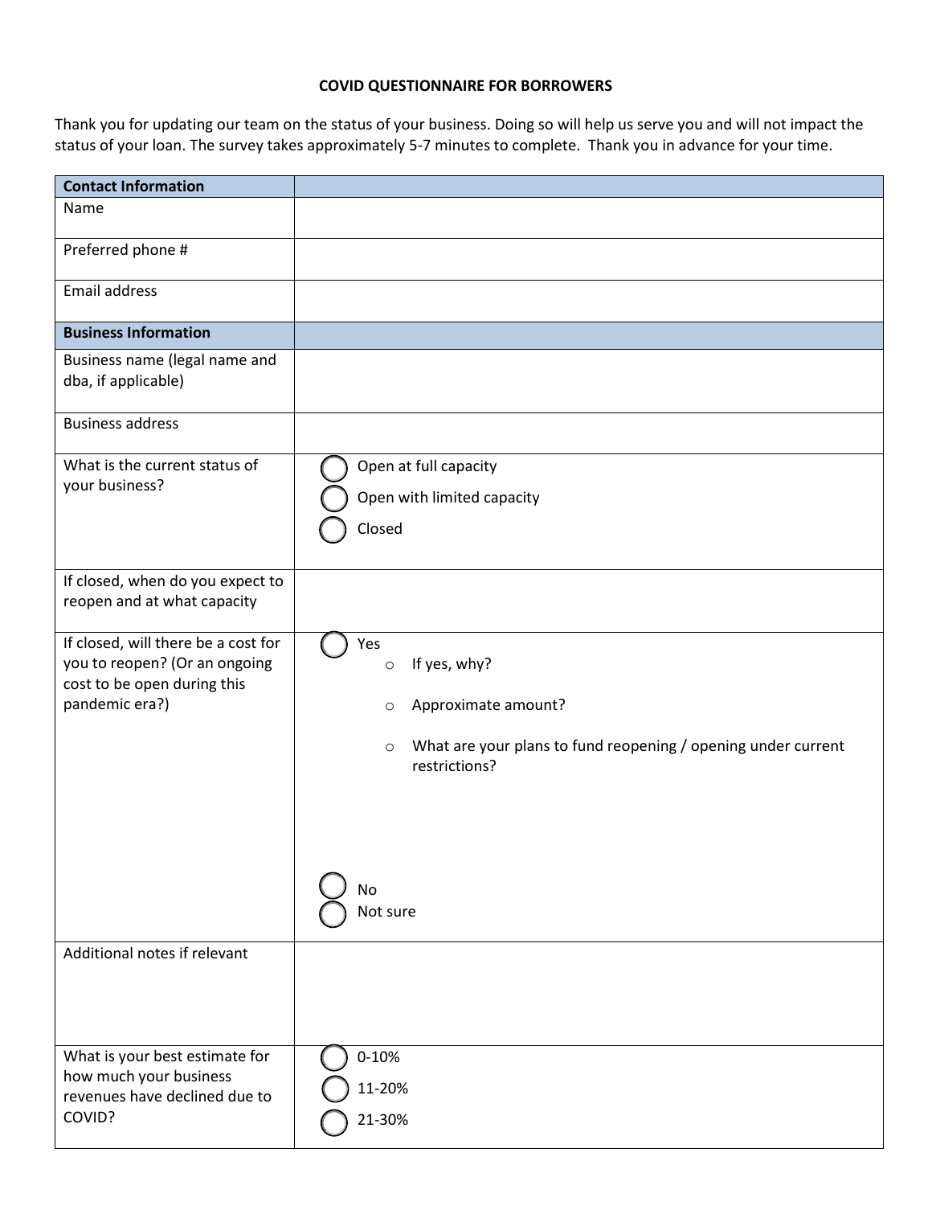**COVID QUESTIONNAIRE FOR BORROWERS**

Thank you for updating our team on the status of your business. Doing so will help us serve you and will not impact the status of your loan. The survey takes approximately 5-7 minutes to complete. Thank you in advance for your time.

| **Contact Information** | |
|---|---|
| Name | |
| Preferred phone # | |
| Email address | |
| **Business Information** | |
| Business name (legal name and dba, if applicable) | |
| Business address | |
| What is the current status of your business? | ◯ Open at full capacity<br>◯ Open with limited capacity<br>◯ Closed |
| If closed, when do you expect to reopen and at what capacity | |
| If closed, will there be a cost for you to reopen? (Or an ongoing cost to be open during this pandemic era?) | ◯ Yes<br>o If yes, why?<br>o Approximate amount?<br>o What are your plans to fund reopening / opening under current restrictions?<br>◯ No<br>◯ Not sure |
| Additional notes if relevant | |
| What is your best estimate for how much your business revenues have declined due to COVID? | ◯ 0-10%<br>◯ 11-20%<br>◯ 21-30% |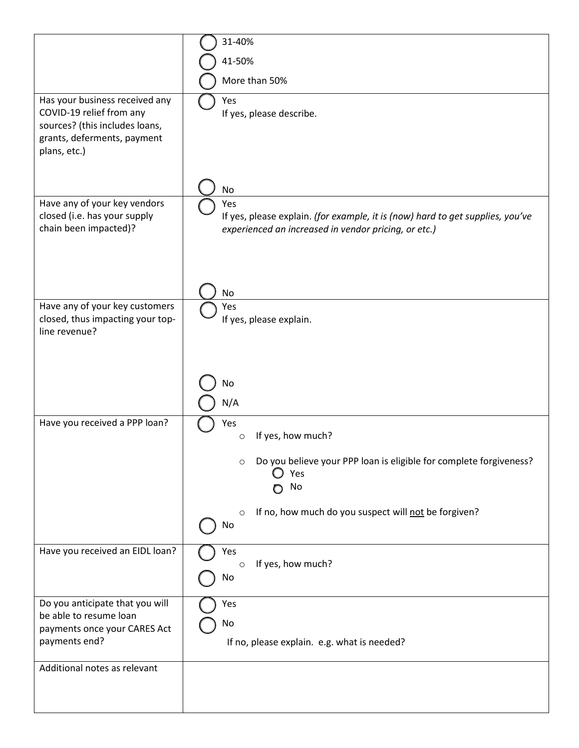| | |
|---|---|
| | ◯ 31-40%<br>◯ 41-50%<br>◯ More than 50% |
| Has your business received any COVID-19 relief from any sources? (this includes loans, grants, deferments, payment plans, etc.) | ◯ Yes<br>If yes, please describe.<br><br>◯ No |
| Have any of your key vendors closed (i.e. has your supply chain been impacted)? | ◯ Yes<br>If yes, please explain. *(for example, it is (now) hard to get supplies, you've experienced an increased in vendor pricing, or etc.)*<br><br>◯ No |
| Have any of your key customers closed, thus impacting your top-line revenue? | ◯ Yes<br>If yes, please explain.<br><br>◯ No<br>◯ N/A |
| Have you received a PPP loan? | ◯ Yes<br>○ If yes, how much?<br>○ Do you believe your PPP loan is eligible for complete forgiveness?<br>◯ Yes<br>◯ No<br>○ If no, how much do you suspect will <u>not</u> be forgiven?<br>◯ No |
| Have you received an EIDL loan? | ◯ Yes<br>○ If yes, how much?<br>◯ No |
| Do you anticipate that you will be able to resume loan payments once your CARES Act payments end? | ◯ Yes<br>◯ No<br>If no, please explain. e.g. what is needed? |
| Additional notes as relevant | |